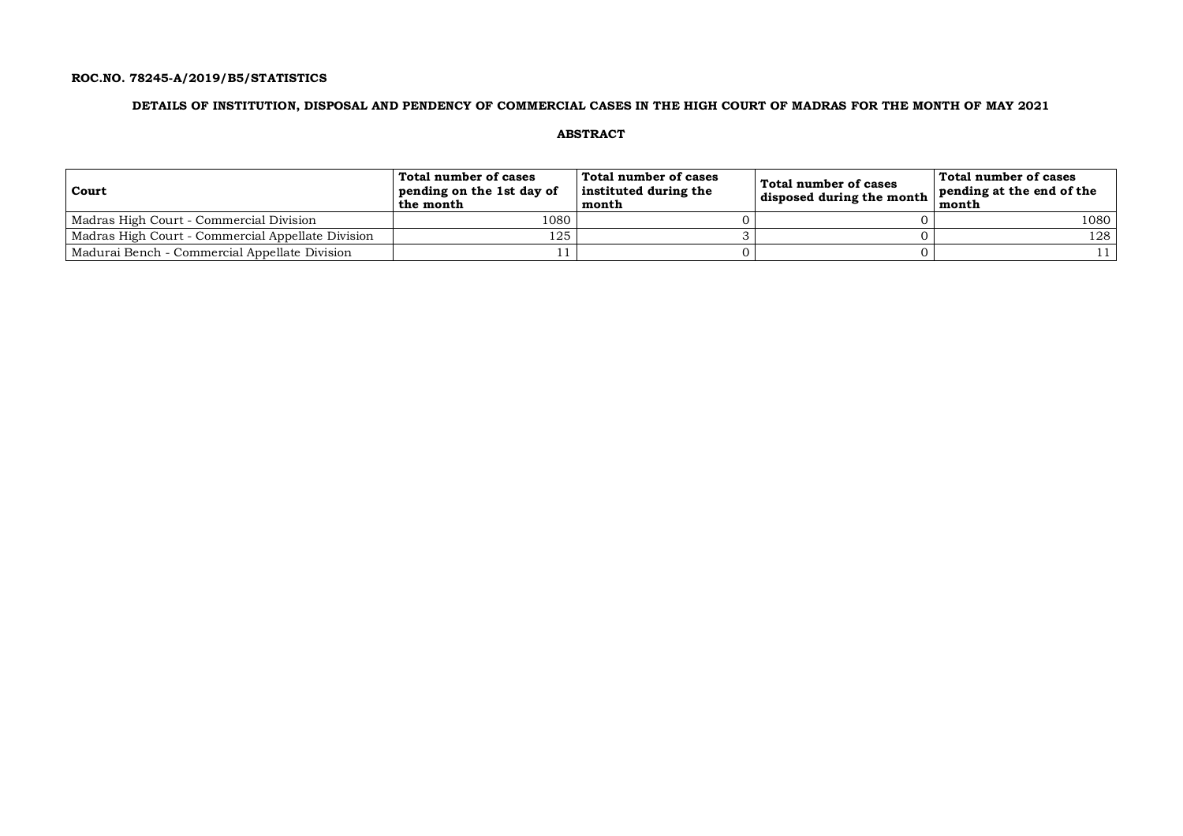**ROC.NO. 78245-A/2019/B5/STATISTICS**

## DETAILS OF INSTITUTION, DISPOSAL AND PENDENCY OF COMMERCIAL CASES IN THE HIGH COURT OF MADRAS FOR THE MONTH OF MAY 2021

### ABSTRACT

| Court | Total number of cases pending on the 1st day of the month | Total number of cases instituted during the month | Total number of cases disposed during the month | Total number of cases pending at the end of the month |
|---|---|---|---|---|
| Madras High Court - Commercial Division | 1080 | 0 | 0 | 1080 |
| Madras High Court - Commercial Appellate Division | 125 | 3 | 0 | 128 |
| Madurai Bench - Commercial Appellate Division | 11 | 0 | 0 | 11 |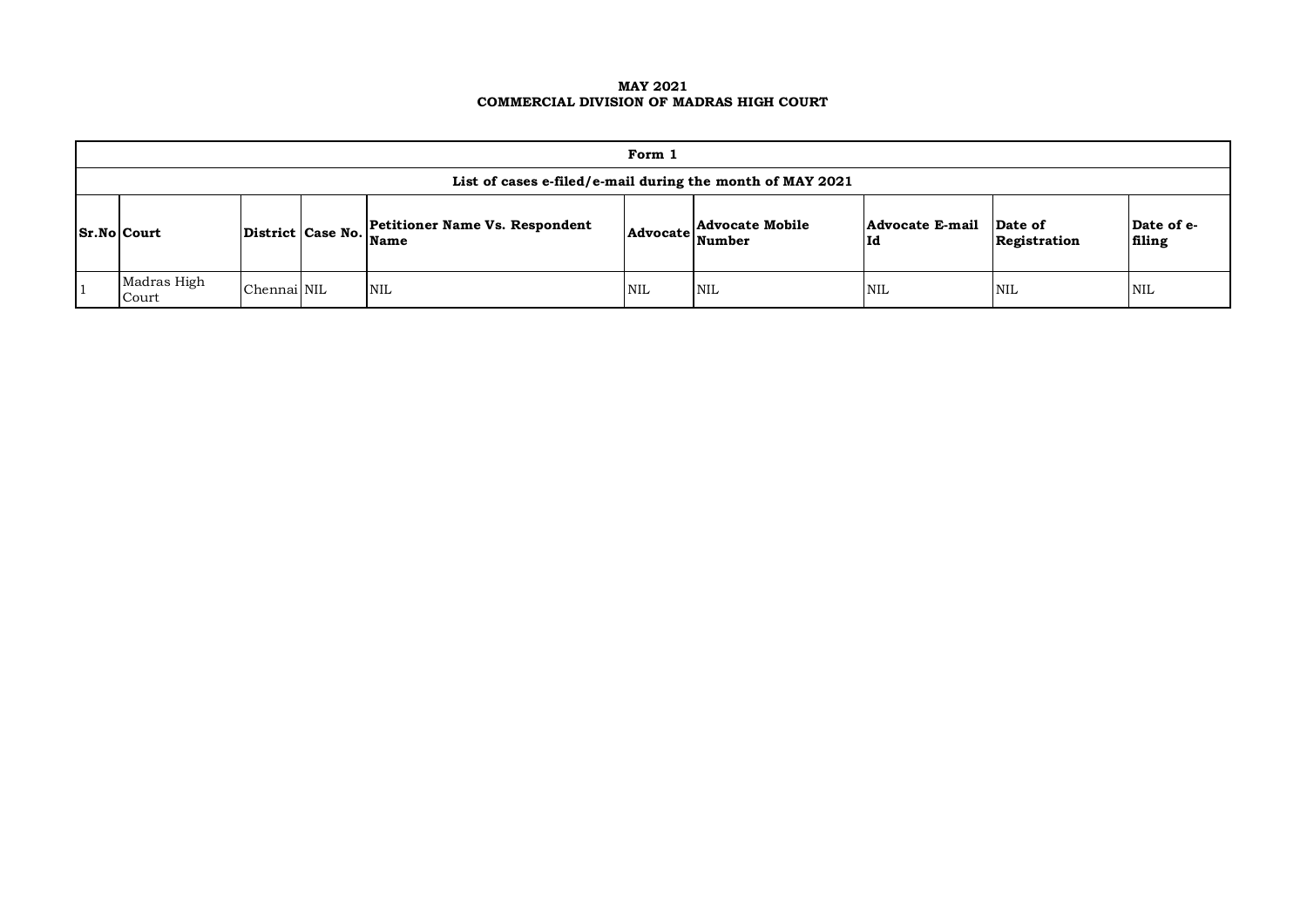**MAY 2021**
**COMMERCIAL DIVISION OF MADRAS HIGH COURT**

| Form 1 | | | | | | | | | |
|---|---|---|---|---|---|---|---|---|---|
| **List of cases e-filed/e-mail during the month of MAY 2021** | | | | | | | | | |
| **Sr.No** | **Court** | **District** | **Case No.** | **Petitioner Name Vs. Respondent Name** | **Advocate** | **Advocate Mobile Number** | **Advocate E-mail Id** | **Date of Registration** | **Date of e-filing** |
| 1 | Madras High Court | Chennai | NIL | NIL | NIL | NIL | NIL | NIL | NIL |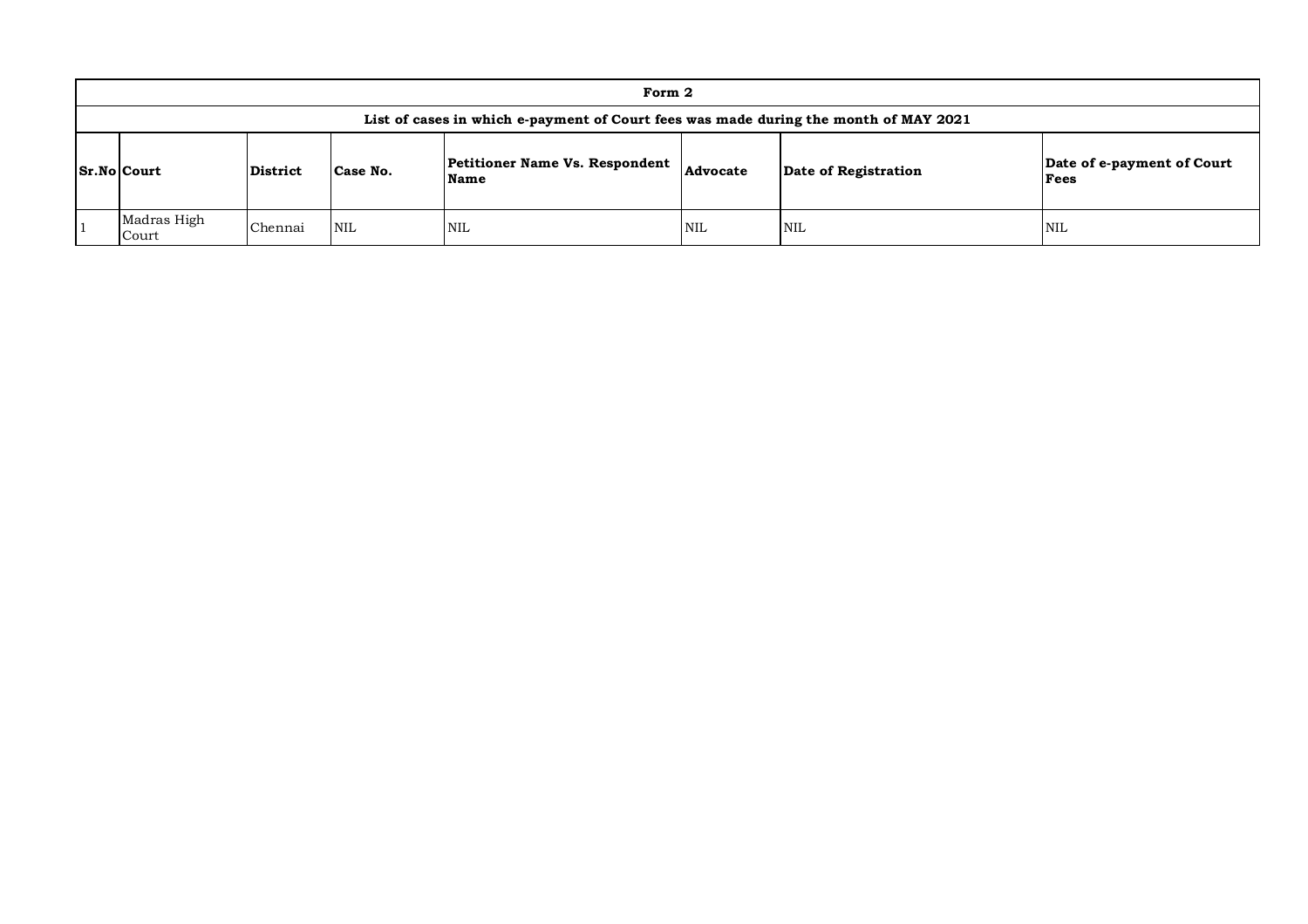| Form 2 | | | | | | | |
|---|---|---|---|---|---|---|---|
| List of cases in which e-payment of Court fees was made during the month of MAY 2021 | | | | | | | |
| **Sr.No** | **Court** | **District** | **Case No.** | **Petitioner Name Vs. Respondent Name** | **Advocate** | **Date of Registration** | **Date of e-payment of Court Fees** |
| 1 | Madras High Court | Chennai | NIL | NIL | NIL | NIL | NIL |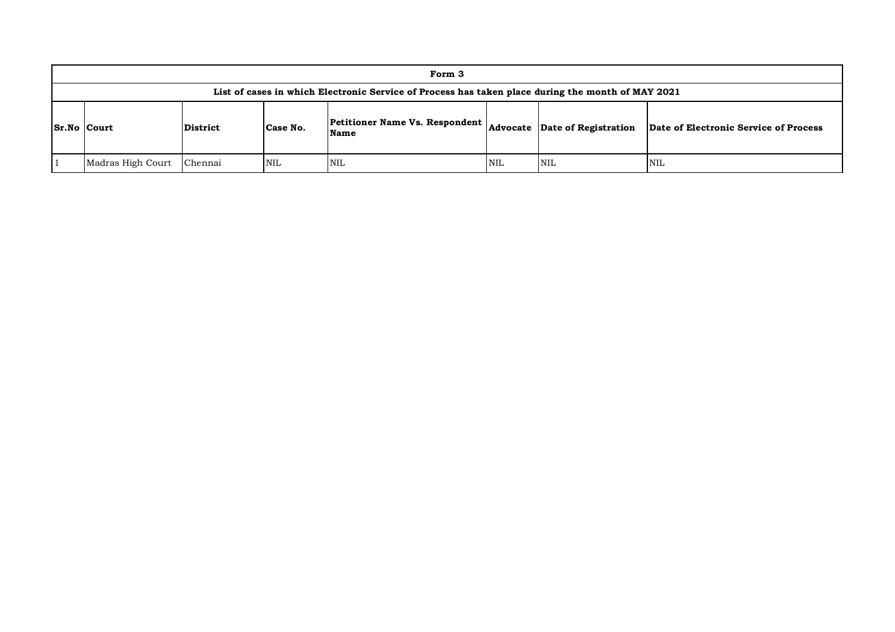| Form 3 | | | | | | | |
|---|---|---|---|---|---|---|---|
| **List of cases in which Electronic Service of Process has taken place during the month of MAY 2021** | | | | | | | |
| **Sr.No** | **Court** | **District** | **Case No.** | **Petitioner Name Vs. Respondent Name** | **Advocate** | **Date of Registration** | **Date of Electronic Service of Process** |
| 1 | Madras High Court | Chennai | NIL | NIL | NIL | NIL | NIL |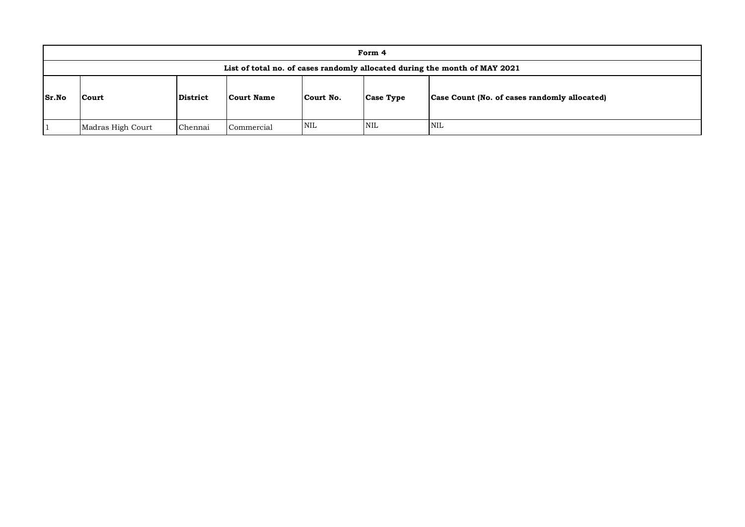| Form 4 | | | | | | |
|---|---|---|---|---|---|---|
| List of total no. of cases randomly allocated during the month of MAY 2021 | | | | | | |
| **Sr.No** | **Court** | **District** | **Court Name** | **Court No.** | **Case Type** | **Case Count (No. of cases randomly allocated)** |
| 1 | Madras High Court | Chennai | Commercial | NIL | NIL | NIL |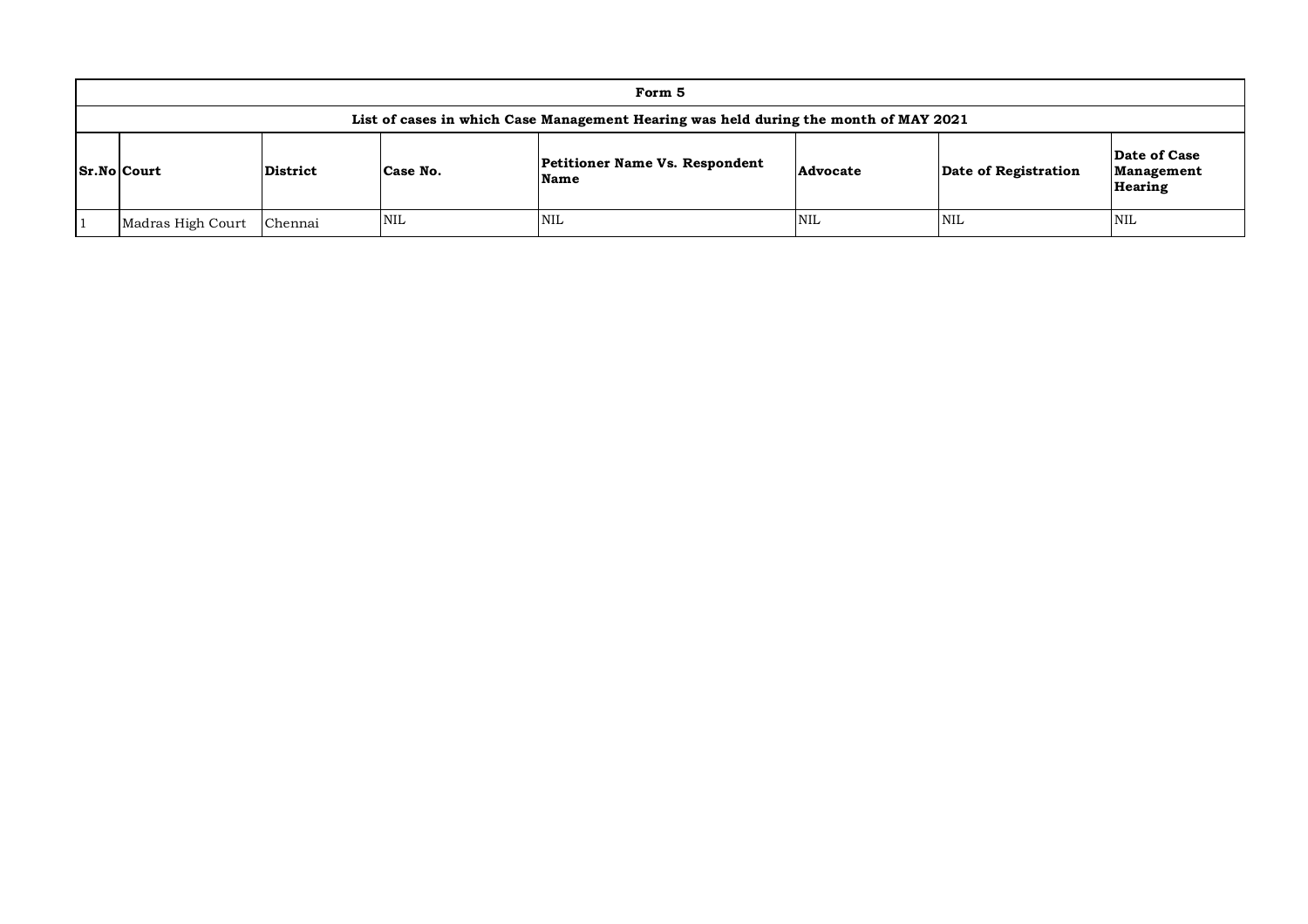## Form 5

### List of cases in which Case Management Hearing was held during the month of MAY 2021

| Sr.No | Court | District | Case No. | Petitioner Name Vs. Respondent Name | Advocate | Date of Registration | Date of Case Management Hearing |
|---|---|---|---|---|---|---|---|
| 1 | Madras High Court | Chennai | NIL | NIL | NIL | NIL | NIL |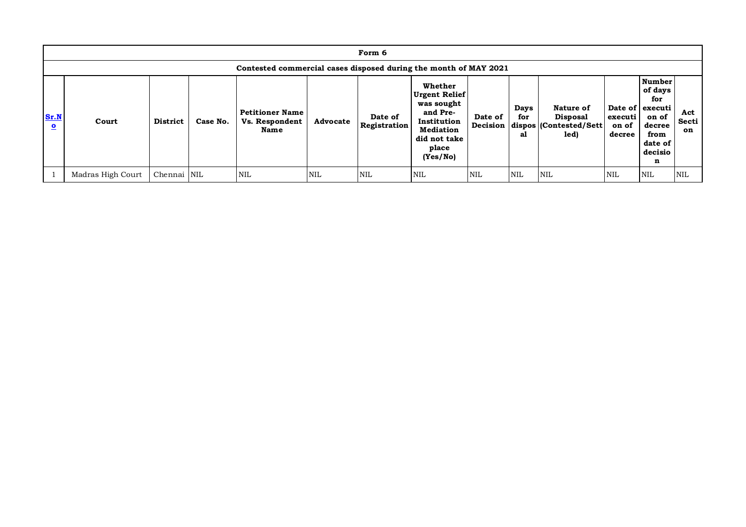| Form 6 | | | | | | | | | | | | | |
|---|---|---|---|---|---|---|---|---|---|---|---|---|---|
| Contested commercial cases disposed during the month of MAY 2021 | | | | | | | | | | | | | |
| Sr.No | Court | District | Case No. | Petitioner Name Vs. Respondent Name | Advocate | Date of Registration | Whether Urgent Relief was sought and Pre-Institution Mediation did not take place (Yes/No) | Date of Decision | Days for disposal | Nature of Disposal (Contested/Settled) | Date of execution of decree | Number of days for execution of decree from date of decision | Act Section |
| 1 | Madras High Court | Chennai | NIL | NIL | NIL | NIL | NIL | NIL | NIL | NIL | NIL | NIL | NIL |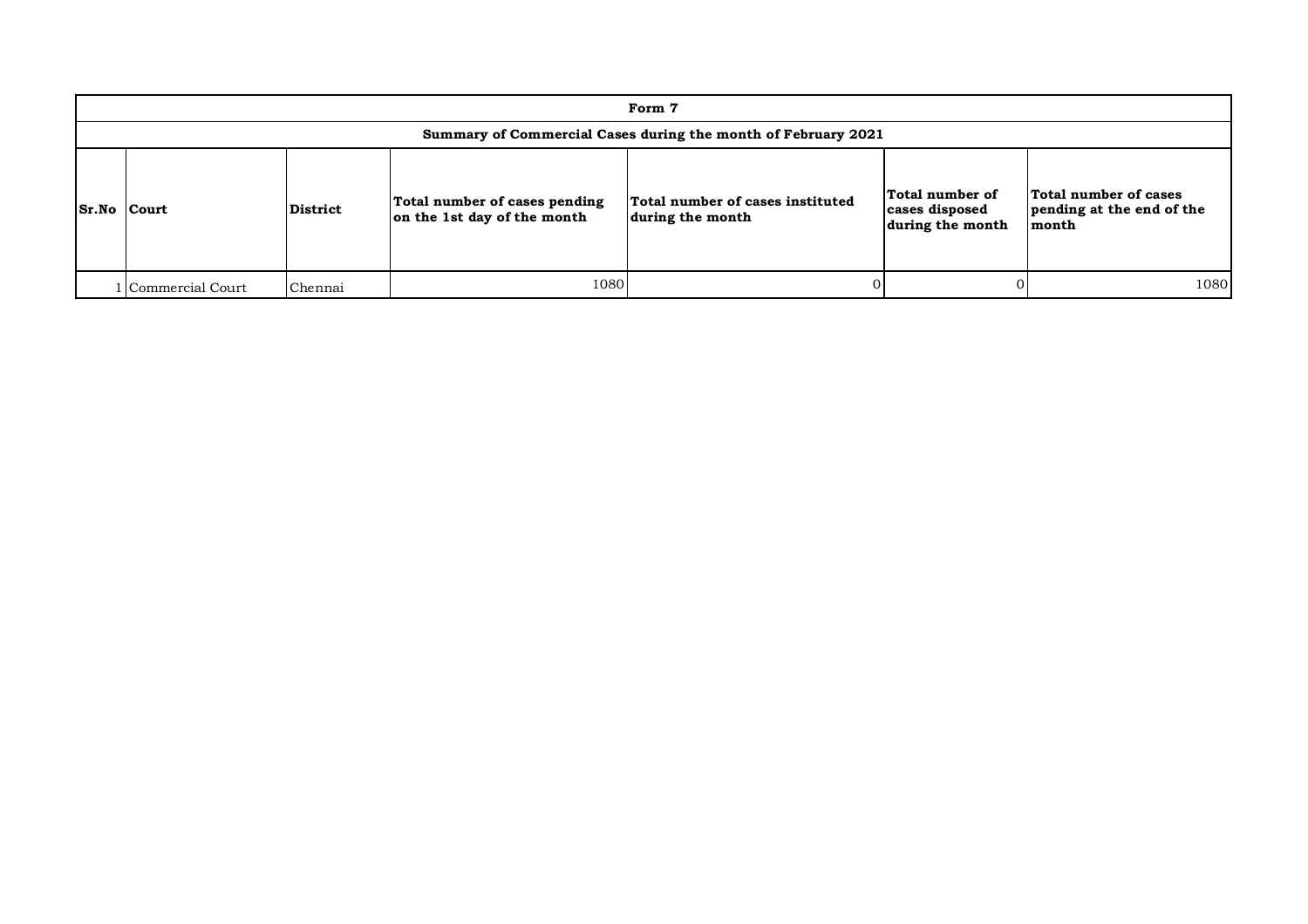# Form 7

## Summary of Commercial Cases during the month of February 2021

| Sr.No | Court | District | Total number of cases pending on the 1st day of the month | Total number of cases instituted during the month | Total number of cases disposed during the month | Total number of cases pending at the end of the month |
|---|---|---|---|---|---|---|
| 1 | Commercial Court | Chennai | 1080 | 0 | 0 | 1080 |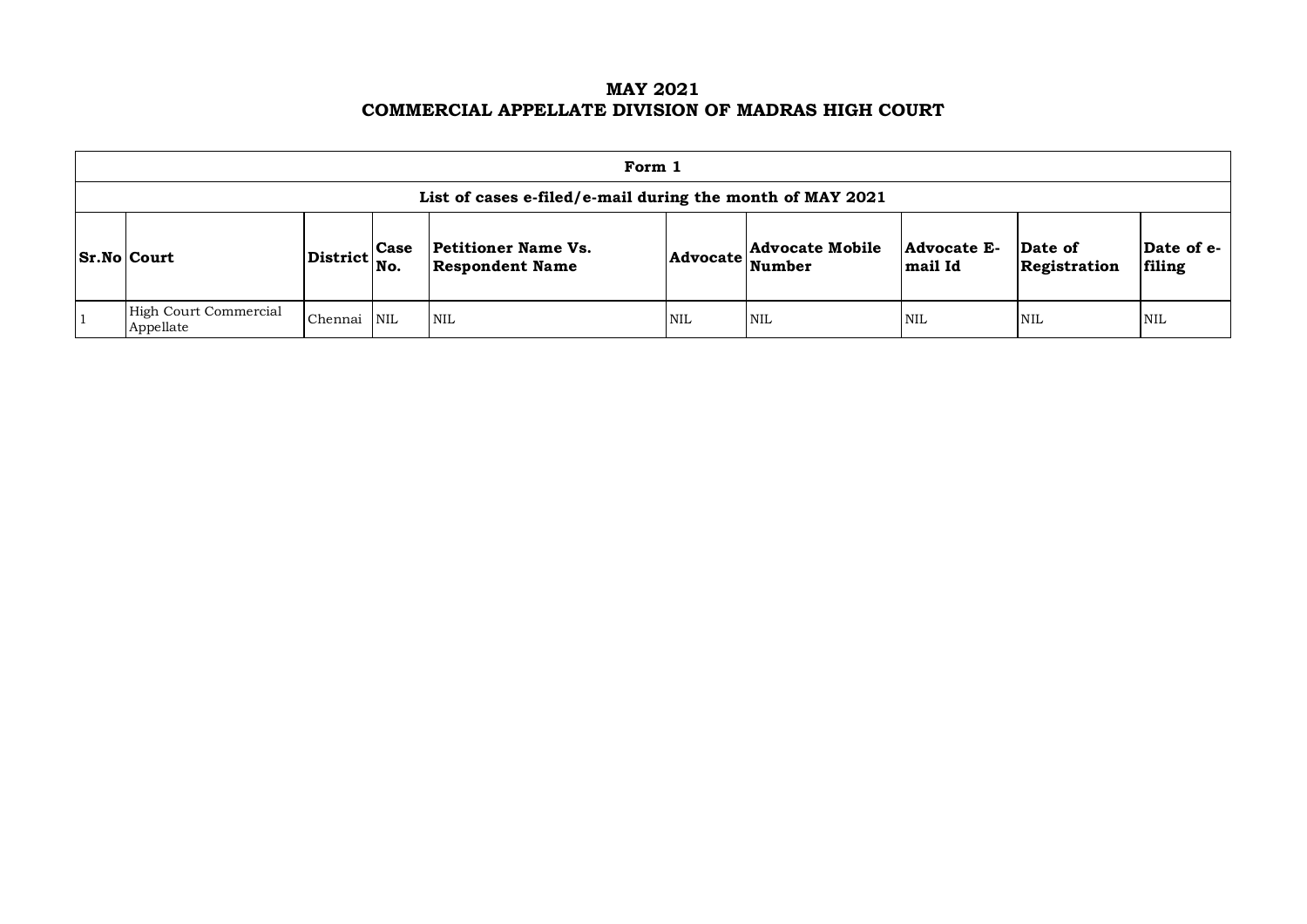# MAY 2021
# COMMERCIAL APPELLATE DIVISION OF MADRAS HIGH COURT

| **Form 1** | | | | | | | | | |
|---|---|---|---|---|---|---|---|---|---|
| **List of cases e-filed/e-mail during the month of MAY 2021** | | | | | | | | | |
| **Sr.No** | **Court** | **District** | **Case No.** | **Petitioner Name Vs. Respondent Name** | **Advocate** | **Advocate Mobile Number** | **Advocate E-mail Id** | **Date of Registration** | **Date of e-filing** |
| 1 | High Court Commercial Appellate | Chennai | NIL | NIL | NIL | NIL | NIL | NIL | NIL |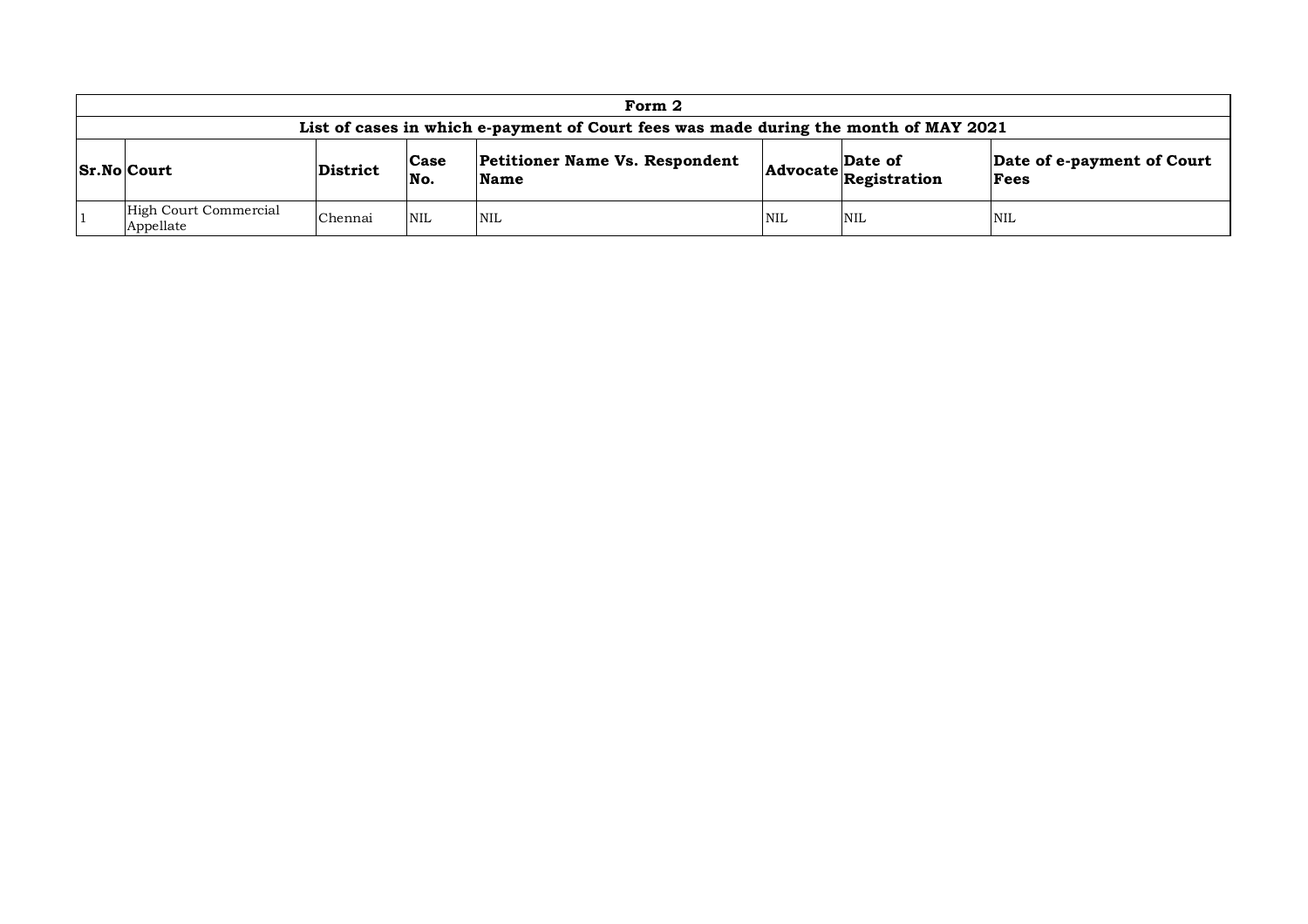| Form 2 | | | | | | | |
|---|---|---|---|---|---|---|---|
| **List of cases in which e-payment of Court fees was made during the month of MAY 2021** | | | | | | | |
| **Sr.No** | **Court** | **District** | **Case No.** | **Petitioner Name Vs. Respondent Name** | **Advocate** | **Date of Registration** | **Date of e-payment of Court Fees** |
| 1 | High Court Commercial Appellate | Chennai | NIL | NIL | NIL | NIL | NIL |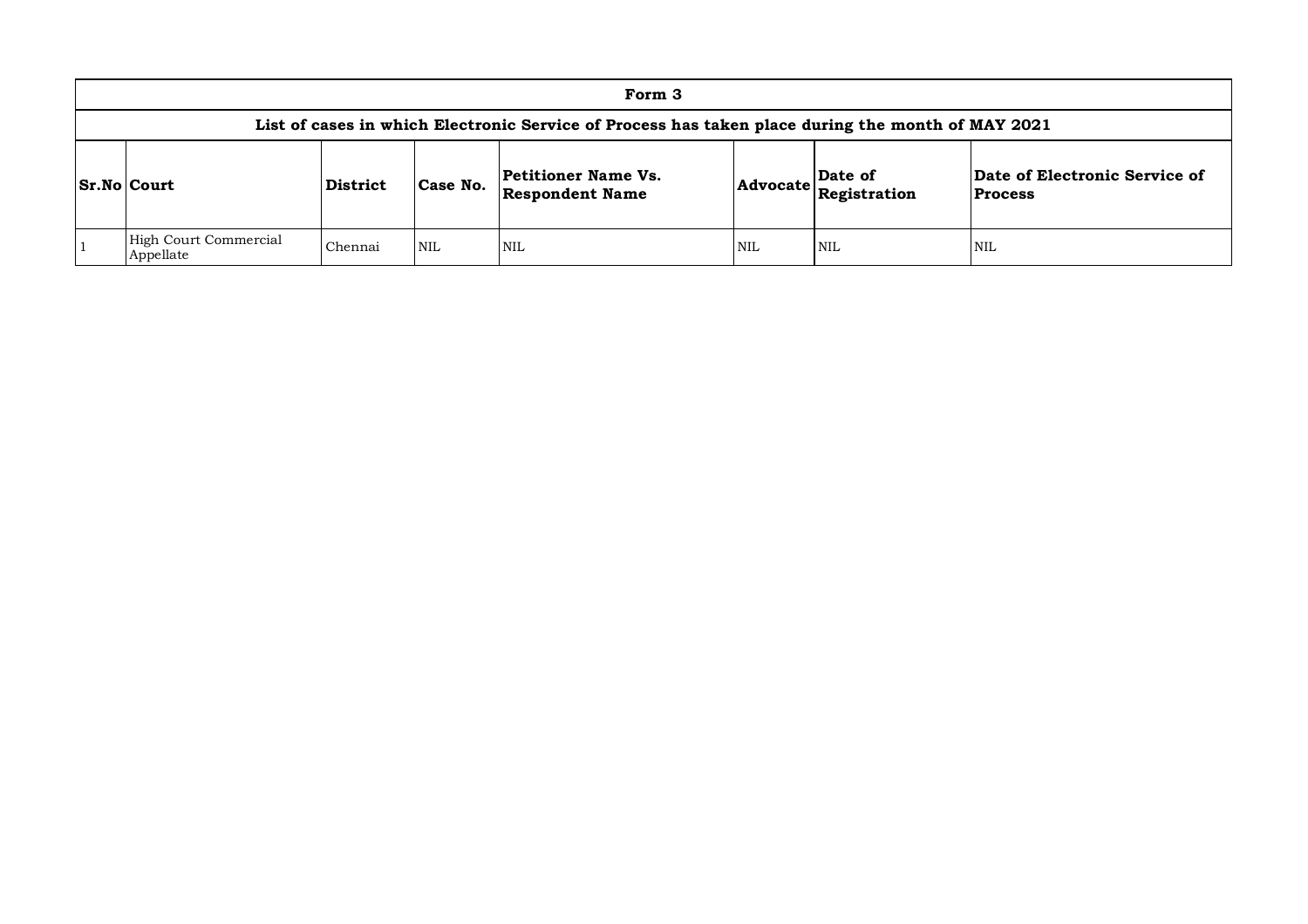| Form 3 | | | | | | | |
|---|---|---|---|---|---|---|---|
| **List of cases in which Electronic Service of Process has taken place during the month of MAY 2021** | | | | | | | |
| **Sr.No** | **Court** | **District** | **Case No.** | **Petitioner Name Vs. Respondent Name** | **Advocate** | **Date of Registration** | **Date of Electronic Service of Process** |
| 1 | High Court Commercial Appellate | Chennai | NIL | NIL | NIL | NIL | NIL |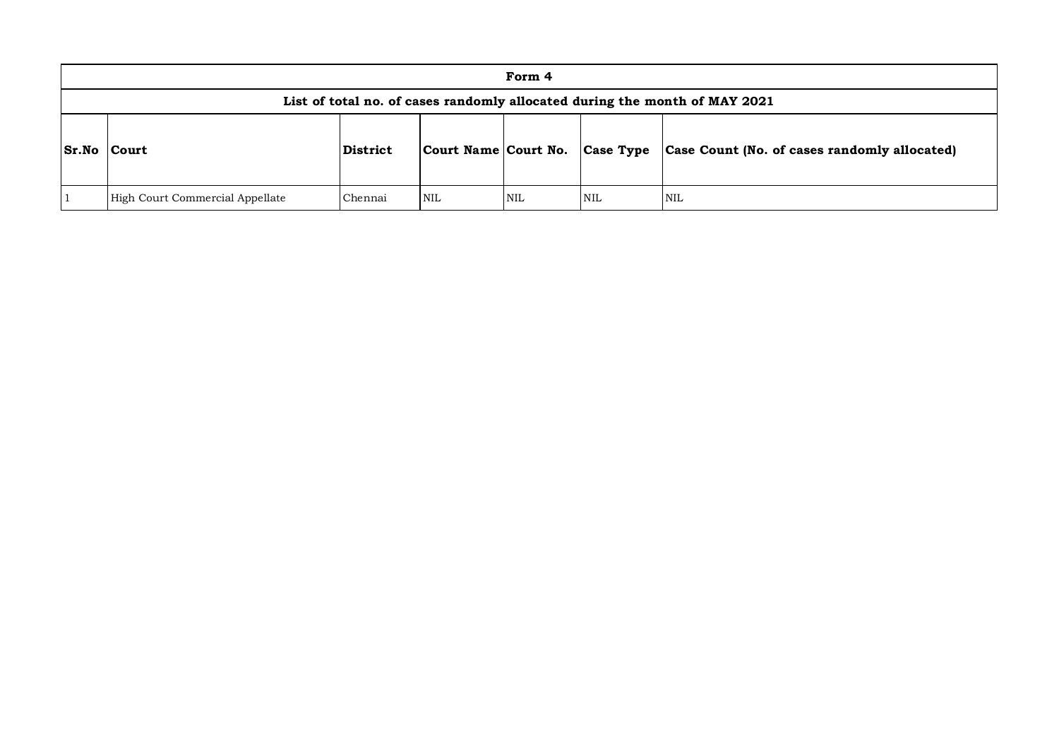| Form 4 | | | | | | |
|---|---|---|---|---|---|---|
| **List of total no. of cases randomly allocated during the month of MAY 2021** | | | | | | |
| **Sr.No** | **Court** | **District** | **Court Name** | **Court No.** | **Case Type** | **Case Count (No. of cases randomly allocated)** |
| 1 | High Court Commercial Appellate | Chennai | NIL | NIL | NIL | NIL |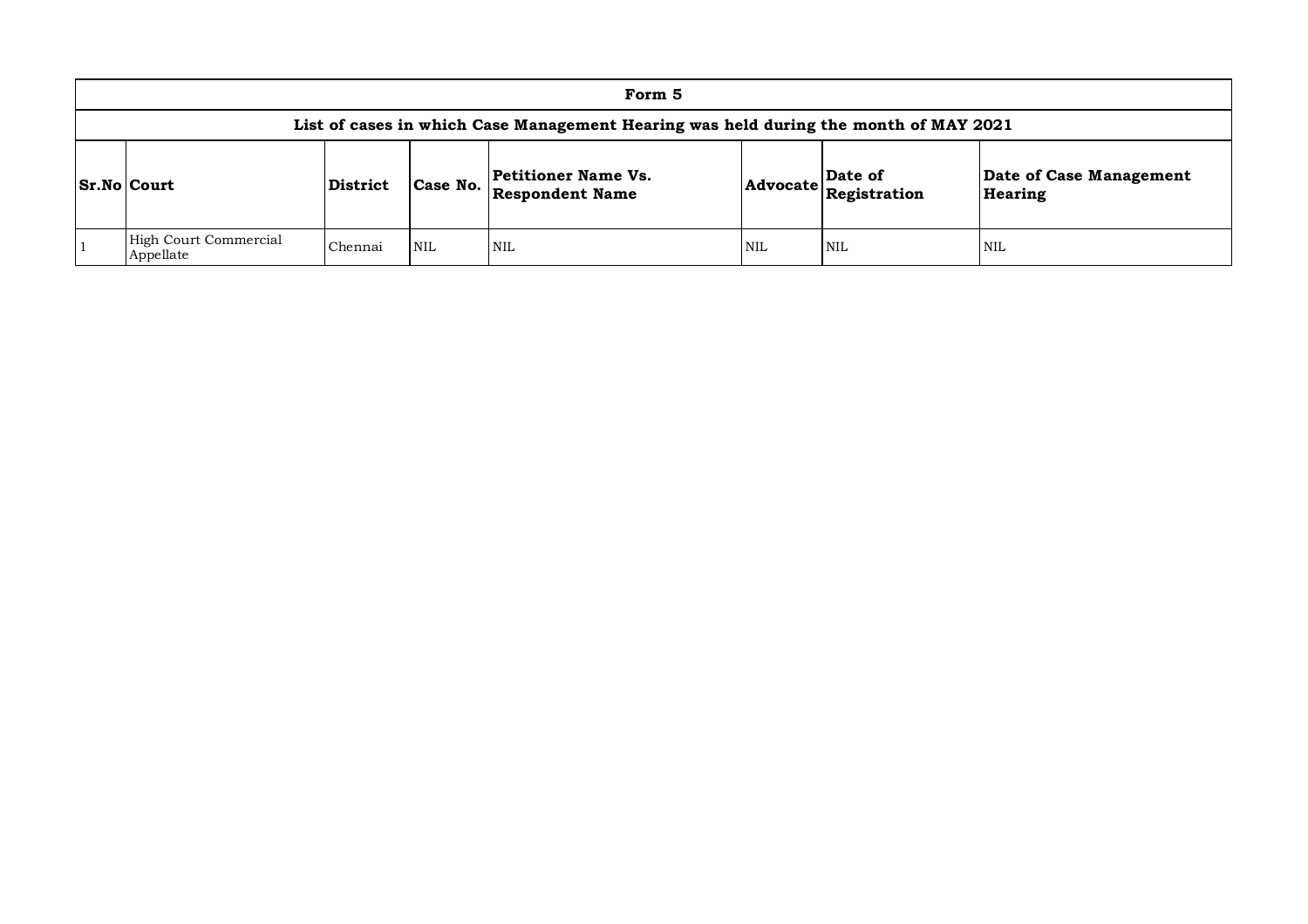# Form 5

## List of cases in which Case Management Hearing was held during the month of MAY 2021

| Sr.No | Court | District | Case No. | Petitioner Name Vs. Respondent Name | Advocate | Date of Registration | Date of Case Management Hearing |
|---|---|---|---|---|---|---|---|
| 1 | High Court Commercial Appellate | Chennai | NIL | NIL | NIL | NIL | NIL |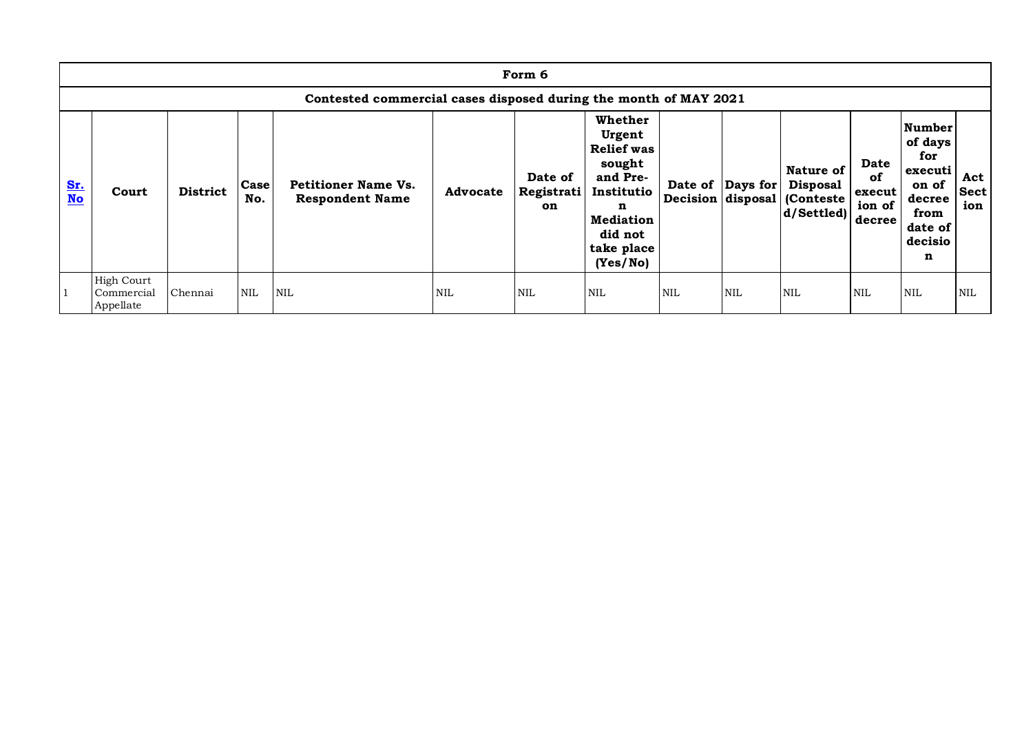| Form 6 | | | | | | | | | | | | | |
|---|---|---|---|---|---|---|---|---|---|---|---|---|---|
| **Contested commercial cases disposed during the month of MAY 2021** | | | | | | | | | | | | | |
| **Sr. No** | **Court** | **District** | **Case No.** | **Petitioner Name Vs. Respondent Name** | **Advocate** | **Date of Registration** | **Whether Urgent Relief was sought and Pre-Institution Mediation did not take place (Yes/No)** | **Date of Decision** | **Days for disposal** | **Nature of Disposal (Contested/Settled)** | **Date of execution of decree** | **Number of days for execution of decree from date of decision** | **Act Section** |
| 1 | High Court Commercial Appellate | Chennai | NIL | NIL | NIL | NIL | NIL | NIL | NIL | NIL | NIL | NIL | NIL |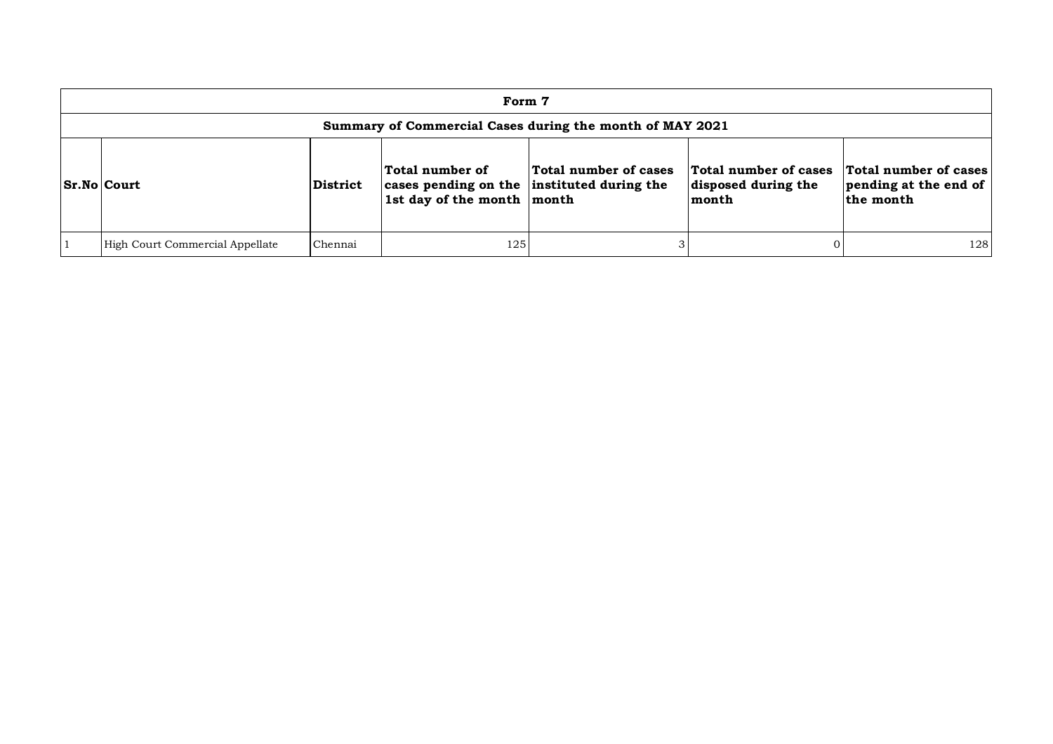**Form 7**

**Summary of Commercial Cases during the month of MAY 2021**

| Sr.No | Court | District | Total number of cases pending on the 1st day of the month | Total number of cases instituted during the month | Total number of cases disposed during the month | Total number of cases pending at the end of the month |
|---|---|---|---|---|---|---|
| 1 | High Court Commercial Appellate | Chennai | 125 | 3 | 0 | 128 |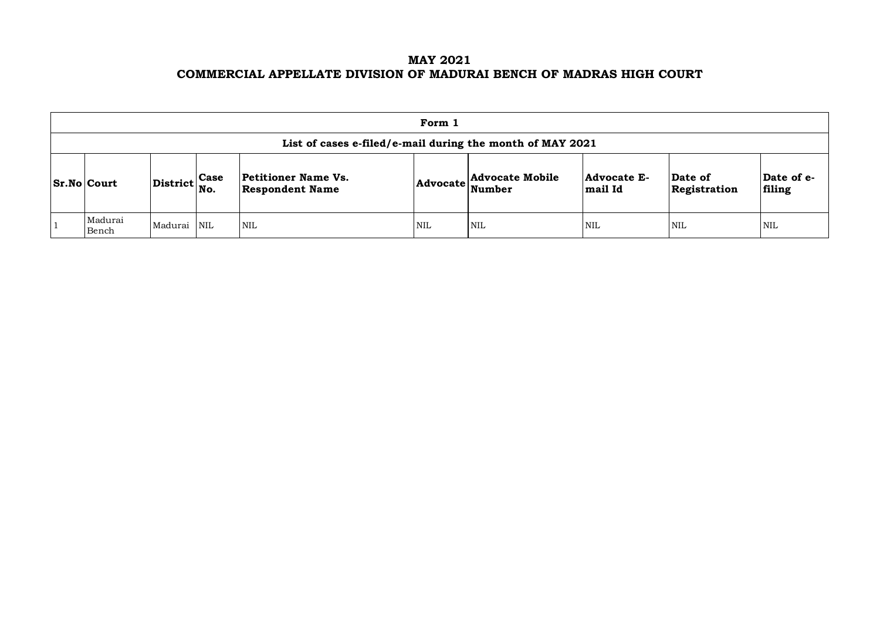# MAY 2021
# COMMERCIAL APPELLATE DIVISION OF MADURAI BENCH OF MADRAS HIGH COURT

| Form 1 | | | | | | | | | |
|---|---|---|---|---|---|---|---|---|---|
| **List of cases e-filed/e-mail during the month of MAY 2021** | | | | | | | | | |
| **Sr.No** | **Court** | **District** | **Case No.** | **Petitioner Name Vs. Respondent Name** | **Advocate** | **Advocate Mobile Number** | **Advocate E-mail Id** | **Date of Registration** | **Date of e-filing** |
| 1 | Madurai Bench | Madurai | NIL | NIL | NIL | NIL | NIL | NIL | NIL |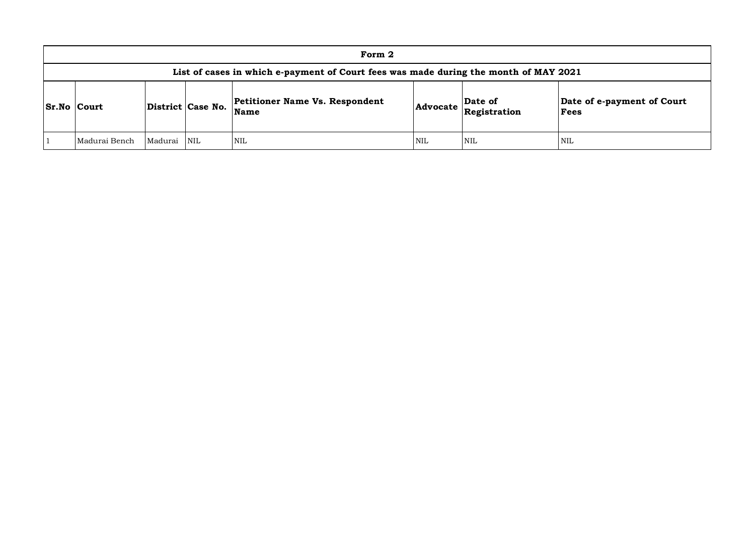| Form 2 | | | | | | | |
|---|---|---|---|---|---|---|---|
| **List of cases in which e-payment of Court fees was made during the month of MAY 2021** | | | | | | | |
| **Sr.No** | **Court** | **District** | **Case No.** | **Petitioner Name Vs. Respondent Name** | **Advocate** | **Date of Registration** | **Date of e-payment of Court Fees** |
| 1 | Madurai Bench | Madurai | NIL | NIL | NIL | NIL | NIL |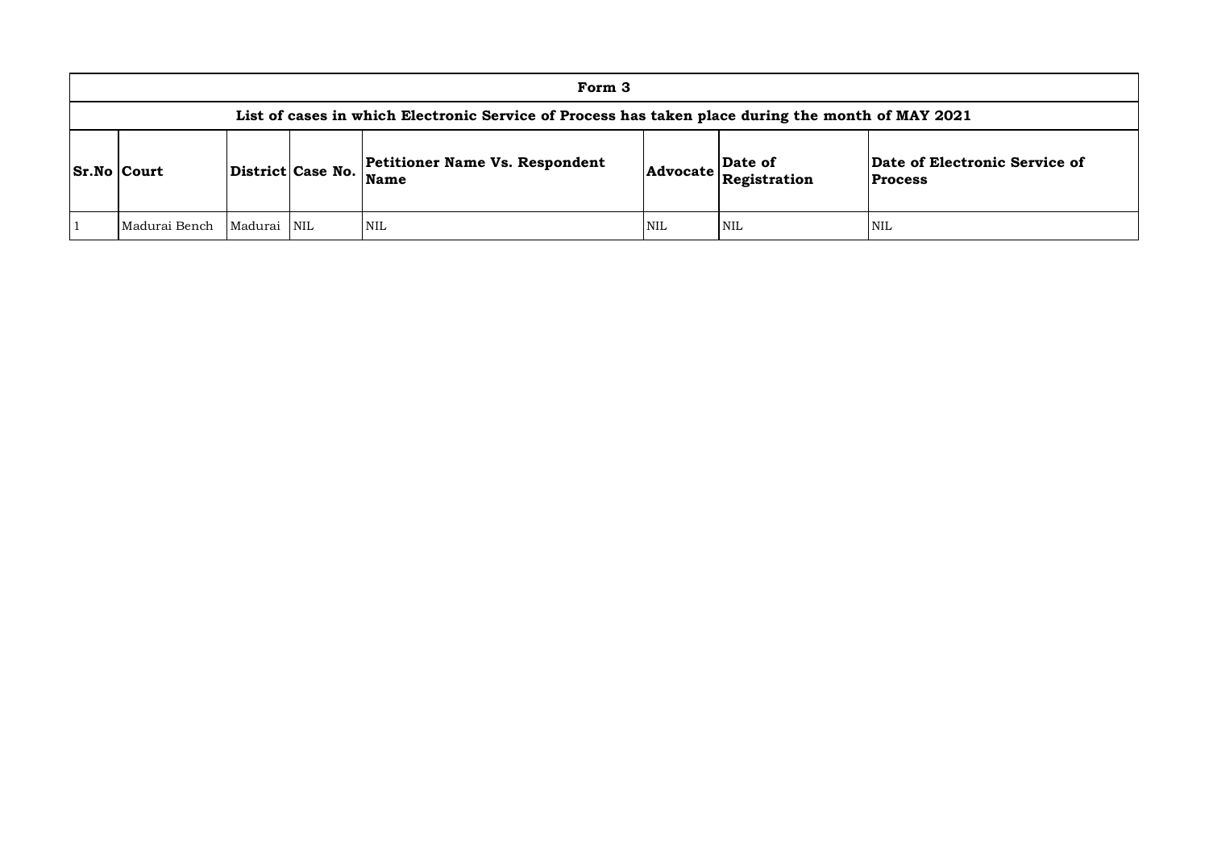| Form 3 | | | | | | | |
|---|---|---|---|---|---|---|---|
| **List of cases in which Electronic Service of Process has taken place during the month of MAY 2021** | | | | | | | |
| **Sr.No** | **Court** | **District** | **Case No.** | **Petitioner Name Vs. Respondent Name** | **Advocate** | **Date of Registration** | **Date of Electronic Service of Process** |
| 1 | Madurai Bench | Madurai | NIL | NIL | NIL | NIL | NIL |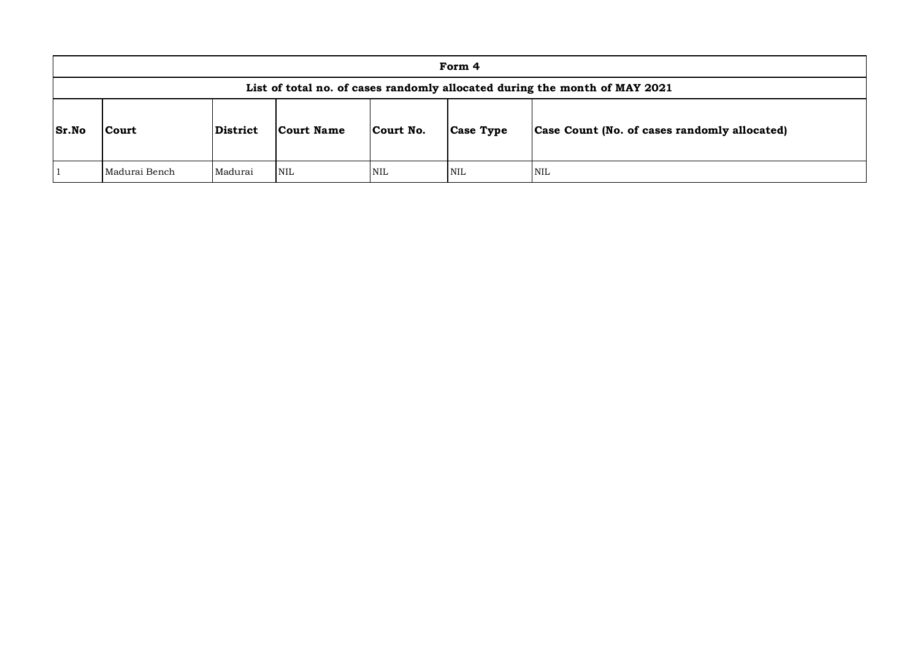| Form 4 | | | | | | |
|---|---|---|---|---|---|---|
| **List of total no. of cases randomly allocated during the month of MAY 2021** | | | | | | |
| **Sr.No** | **Court** | **District** | **Court Name** | **Court No.** | **Case Type** | **Case Count (No. of cases randomly allocated)** |
| 1 | Madurai Bench | Madurai | NIL | NIL | NIL | NIL |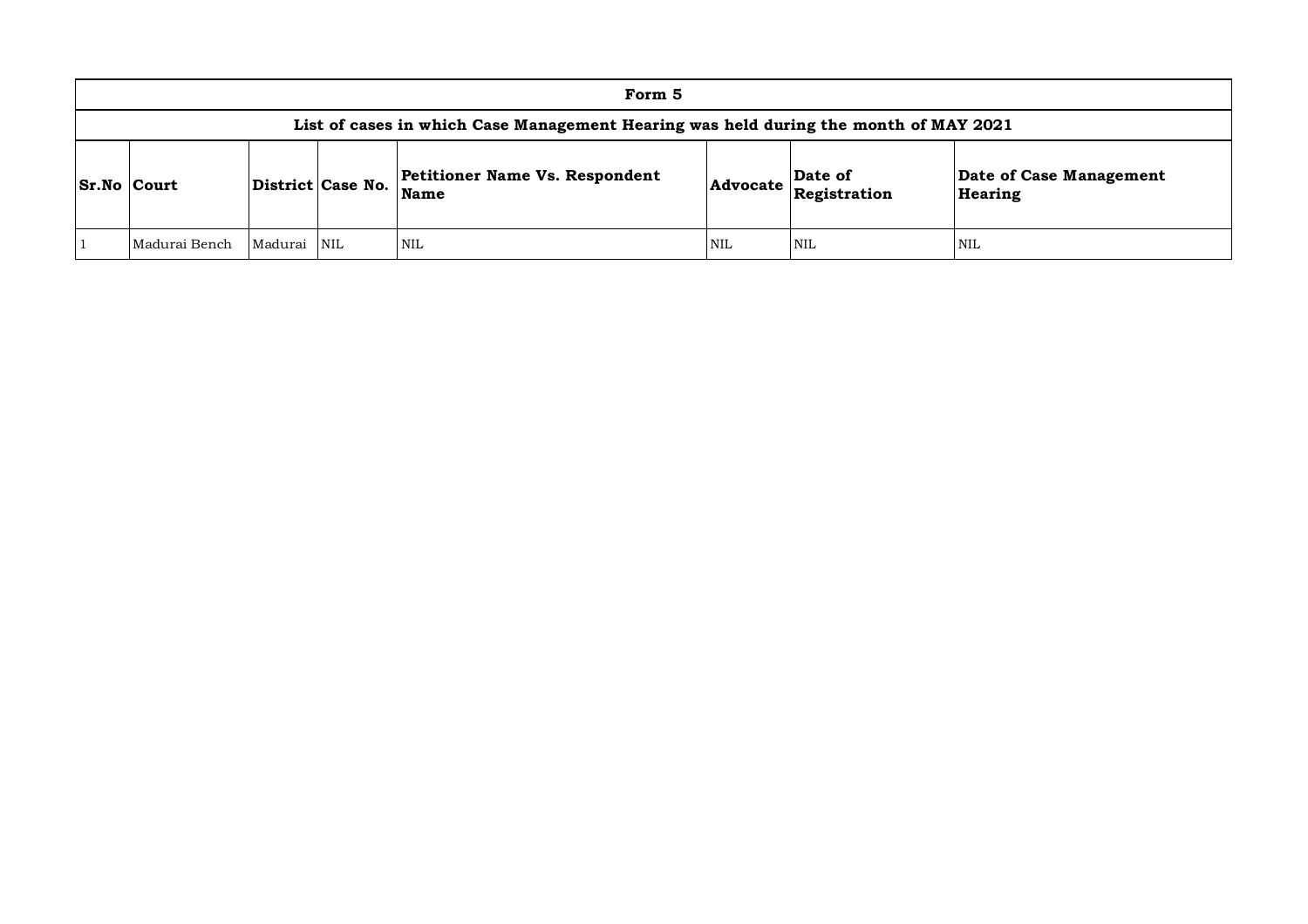# Form 5

## List of cases in which Case Management Hearing was held during the month of MAY 2021

| Sr.No | Court | District | Case No. | Petitioner Name Vs. Respondent Name | Advocate | Date of Registration | Date of Case Management Hearing |
|---|---|---|---|---|---|---|---|
| 1 | Madurai Bench | Madurai | NIL | NIL | NIL | NIL | NIL |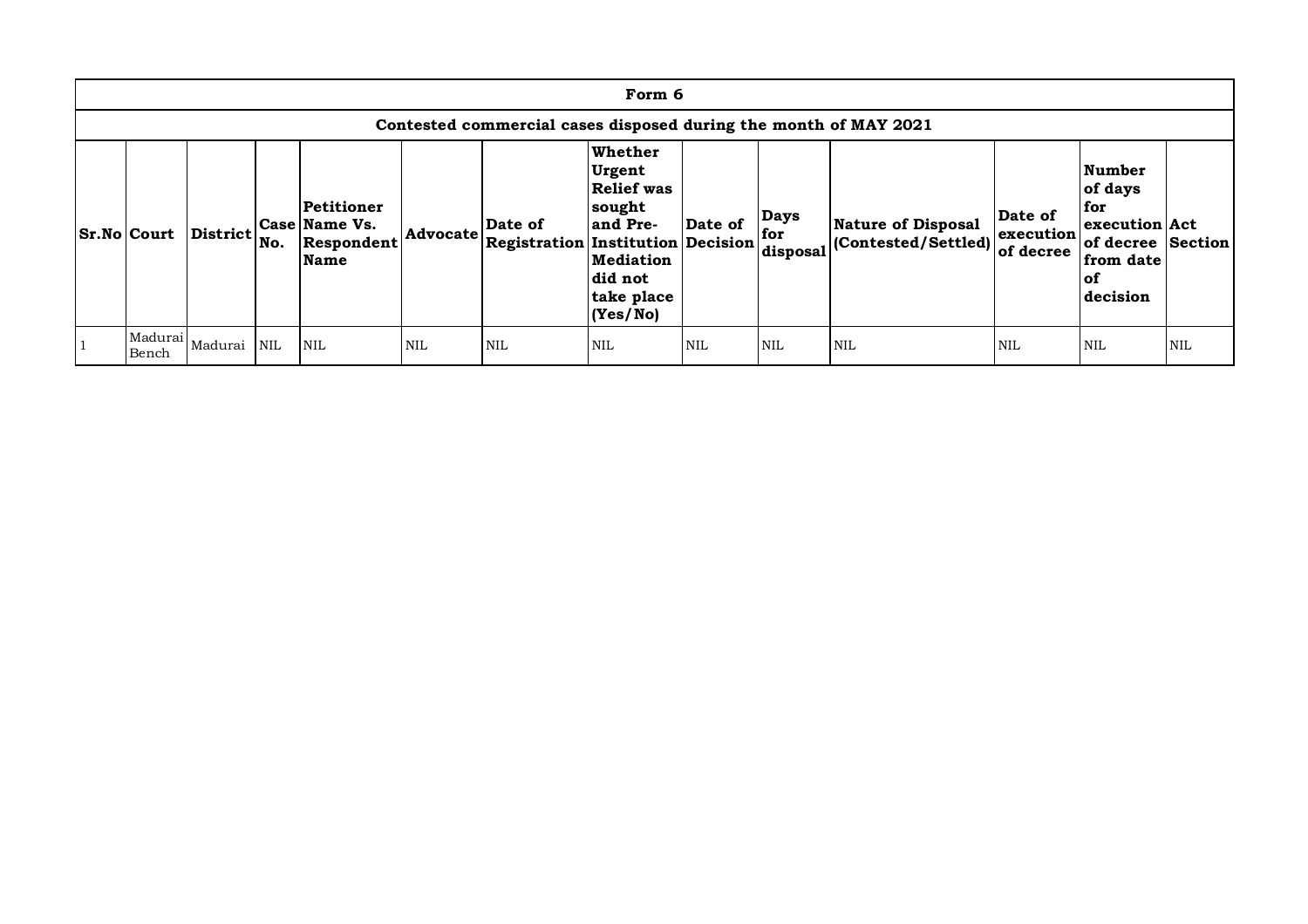| Form 6 | | | | | | | | | | | | | |
|---|---|---|---|---|---|---|---|---|---|---|---|---|---|
| **Contested commercial cases disposed during the month of MAY 2021** | | | | | | | | | | | | | |
| **Sr.No** | **Court** | **District** | **Case No.** | **Petitioner Name Vs. Respondent Name** | **Advocate** | **Date of Registration** | **Whether Urgent Relief was sought and Pre-Institution Mediation did not take place (Yes/No)** | **Date of Decision** | **Days for disposal** | **Nature of Disposal (Contested/Settled)** | **Date of execution of decree** | **Number of days for execution of decree from date of decision** | **Act Section** |
| 1 | Madurai Bench | Madurai | NIL | NIL | NIL | NIL | NIL | NIL | NIL | NIL | NIL | NIL | NIL |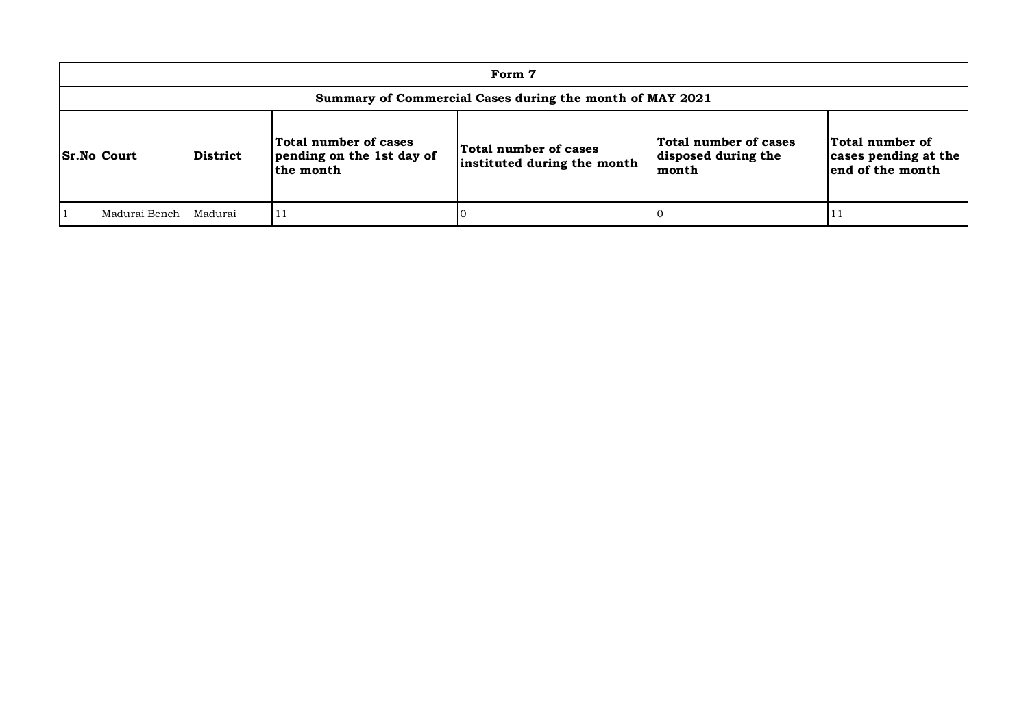## Form 7

### Summary of Commercial Cases during the month of MAY 2021

| Sr.No | Court | District | Total number of cases pending on the 1st day of the month | Total number of cases instituted during the month | Total number of cases disposed during the month | Total number of cases pending at the end of the month |
|---|---|---|---|---|---|---|
| 1 | Madurai Bench | Madurai | 11 | 0 | 0 | 11 |